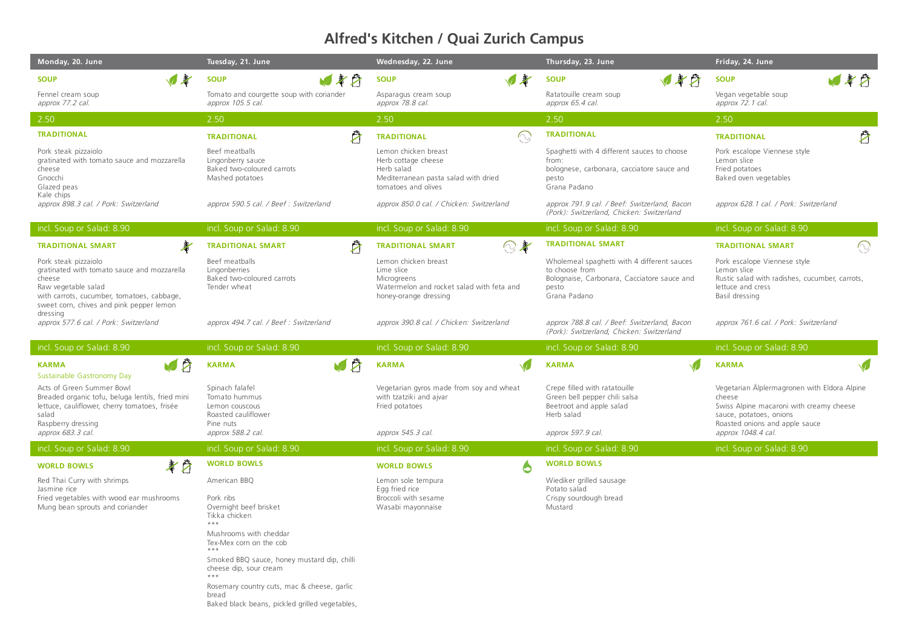# Alfred's Kitchen / Quai Zurich Campus

| Monday, 20. June | Tuesday, 21. June | Wednesday, 22. June | Thursday, 23. June | Friday, 24. June |
|---|---|---|---|---|
| **SOUP** | **SOUP** | **SOUP** | **SOUP** | **SOUP** |
| Fennel cream soup<br>*approx 77.2 cal.* | Tomato and courgette soup with coriander<br>*approx 105.5 cal.* | Asparagus cream soup<br>*approx 78.8 cal.* | Ratatouille cream soup<br>*approx 65.4 cal.* | Vegan vegetable soup<br>*approx 72.1 cal.* |
| 2.50 | 2.50 | 2.50 | 2.50 | 2.50 |
| **TRADITIONAL** | **TRADITIONAL** | **TRADITIONAL** | **TRADITIONAL** | **TRADITIONAL** |
| Pork steak pizzaiolo<br>gratinated with tomato sauce and mozzarella cheese<br>Gnocchi<br>Glazed peas<br>Kale chips<br>*approx 898.3 cal. / Pork: Switzerland* | Beef meatballs<br>Lingonberry sauce<br>Baked two-coloured carrots<br>Mashed potatoes<br>*approx 590.5 cal. / Beef : Switzerland* | Lemon chicken breast<br>Herb cottage cheese<br>Herb salad<br>Mediterranean pasta salad with dried tomatoes and olives<br>*approx 850.0 cal. / Chicken: Switzerland* | Spaghetti with 4 different sauces to choose from:<br>bolognese, carbonara, cacciatore sauce and pesto<br>Grana Padano<br>*approx 791.9 cal. / Beef: Switzerland, Bacon (Pork): Switzerland, Chicken: Switzerland* | Pork escalope Viennese style<br>Lemon slice<br>Fried potatoes<br>Baked oven vegetables<br>*approx 628.1 cal. / Pork: Switzerland* |
| incl. Soup or Salad: 8.90 | incl. Soup or Salad: 8.90 | incl. Soup or Salad: 8.90 | incl. Soup or Salad: 8.90 | incl. Soup or Salad: 8.90 |
| **TRADITIONAL SMART** | **TRADITIONAL SMART** | **TRADITIONAL SMART** | **TRADITIONAL SMART** | **TRADITIONAL SMART** |
| Pork steak pizzaiolo<br>gratinated with tomato sauce and mozzarella cheese<br>Raw vegetable salad<br>with carrots, cucumber, tomatoes, cabbage, sweet corn, chives and pink pepper lemon dressing<br>*approx 577.6 cal. / Pork: Switzerland* | Beef meatballs<br>Lingonberries<br>Baked two-coloured carrots<br>Tender wheat<br>*approx 494.7 cal. / Beef : Switzerland* | Lemon chicken breast<br>Lime slice<br>Microgreens<br>Watermelon and rocket salad with feta and honey-orange dressing<br>*approx 390.8 cal. / Chicken: Switzerland* | Wholemeal spaghetti with 4 different sauces to choose from<br>Bolognaise, Carbonara, Cacciatore sauce and pesto<br>Grana Padano<br>*approx 788.8 cal. / Beef: Switzerland, Bacon (Pork): Switzerland, Chicken: Switzerland* | Pork escalope Viennese style<br>Lemon slice<br>Rustic salad with radishes, cucumber, carrots, lettuce and cress<br>Basil dressing<br>*approx 761.6 cal. / Pork: Switzerland* |
| incl. Soup or Salad: 8.90 | incl. Soup or Salad: 8.90 | incl. Soup or Salad: 8.90 | incl. Soup or Salad: 8.90 | incl. Soup or Salad: 8.90 |
| **KARMA**<br>Sustainable Gastronomy Day | **KARMA** | **KARMA** | **KARMA** | **KARMA** |
| Acts of Green Summer Bowl<br>Breaded organic tofu, beluga lentils, fried mini lettuce, cauliflower, cherry tomatoes, frisée salad<br>Raspberry dressing<br>*approx 683.3 cal.* | Spinach falafel<br>Tomato hummus<br>Lemon couscous<br>Roasted cauliflower<br>Pine nuts<br>*approx 588.2 cal.* | Vegetarian gyros made from soy and wheat with tzatziki and ajvar<br>Fried potatoes<br>*approx 545.3 cal.* | Crepe filled with ratatouille<br>Green bell pepper chili salsa<br>Beetroot and apple salad<br>Herb salad<br>*approx 597.9 cal.* | Vegetarian Älplermagronen with Eldora Alpine cheese<br>Swiss Alpine macaroni with creamy cheese sauce, potatoes, onions<br>Roasted onions and apple sauce<br>*approx 1048.4 cal.* |
| incl. Soup or Salad: 8.90 | incl. Soup or Salad: 8.90 | incl. Soup or Salad: 8.90 | incl. Soup or Salad: 8.90 | incl. Soup or Salad: 8.90 |
| **WORLD BOWLS** | **WORLD BOWLS** | **WORLD BOWLS** | **WORLD BOWLS** | |
| Red Thai Curry with shrimps<br>Jasmine rice<br>Fried vegetables with wood ear mushrooms<br>Mung bean sprouts and coriander | American BBQ<br><br>Pork ribs<br>Overnight beef brisket<br>Tikka chicken<br>\*\*\*<br>Mushrooms with cheddar<br>Tex-Mex corn on the cob<br>\*\*\*<br>Smoked BBQ sauce, honey mustard dip, chilli cheese dip, sour cream<br>\*\*\*<br>Rosemary country cuts, mac & cheese, garlic bread<br>Baked black beans, pickled grilled vegetables, | Lemon sole tempura<br>Egg fried rice<br>Broccoli with sesame<br>Wasabi mayonnaise | Wiediker grilled sausage<br>Potato salad<br>Crispy sourdough bread<br>Mustard | |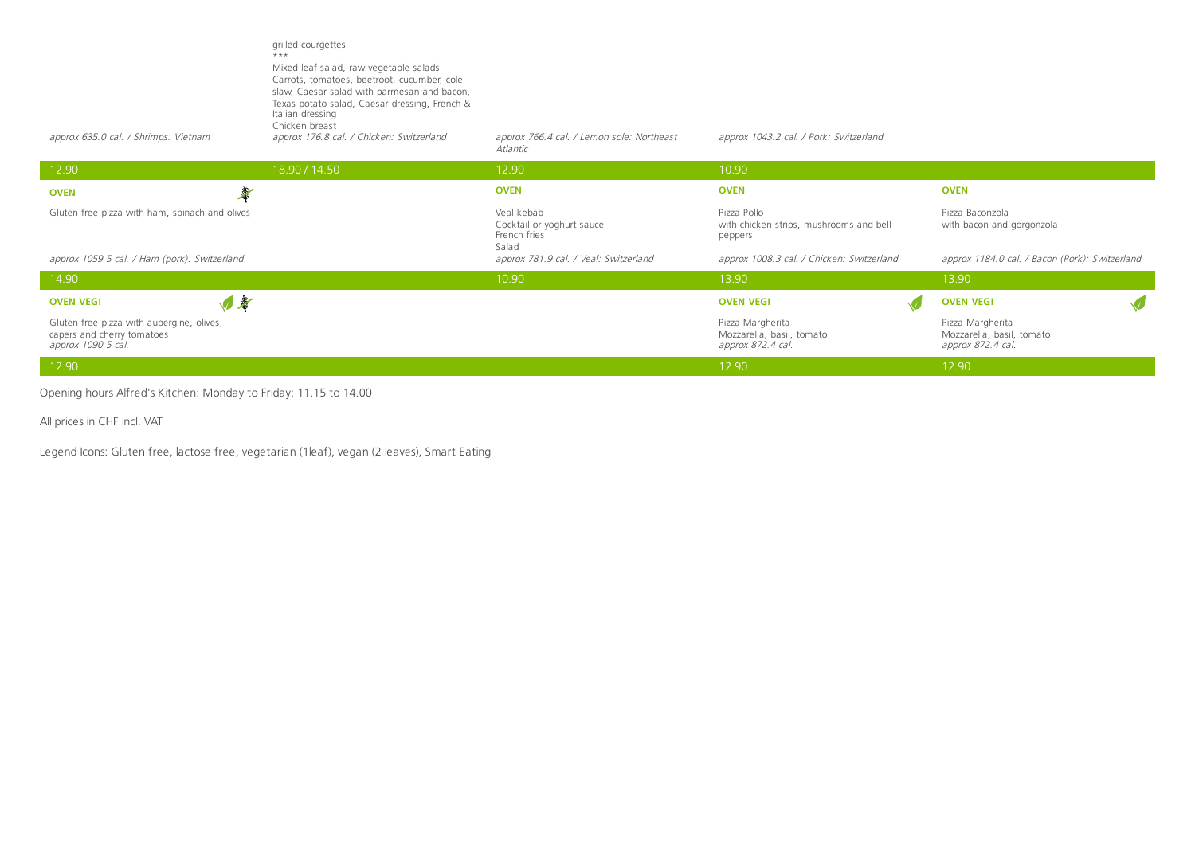| | | | | |
|---|---|---|---|---|
| | grilled courgettes<br>\*\*\*<br>Mixed leaf salad, raw vegetable salads<br>Carrots, tomatoes, beetroot, cucumber, cole slaw, Caesar salad with parmesan and bacon, Texas potato salad, Caesar dressing, French & Italian dressing<br>Chicken breast | | | |
| *approx 635.0 cal. / Shrimps: Vietnam* | *approx 176.8 cal. / Chicken: Switzerland* | *approx 766.4 cal. / Lemon sole: Northeast Atlantic* | *approx 1043.2 cal. / Pork: Switzerland* | |
| 12.90 | 18.90 / 14.50 | 12.90 | 10.90 | |
| **OVEN** | | **OVEN** | **OVEN** | **OVEN** |
| Gluten free pizza with ham, spinach and olives | | Veal kebab<br>Cocktail or yoghurt sauce<br>French fries<br>Salad | Pizza Pollo<br>with chicken strips, mushrooms and bell peppers | Pizza Baconzola<br>with bacon and gorgonzola |
| *approx 1059.5 cal. / Ham (pork): Switzerland* | | *approx 781.9 cal. / Veal: Switzerland* | *approx 1008.3 cal. / Chicken: Switzerland* | *approx 1184.0 cal. / Bacon (Pork): Switzerland* |
| 14.90 | | 10.90 | 13.90 | 13.90 |
| **OVEN VEGI** | | | **OVEN VEGI** | **OVEN VEGI** |
| Gluten free pizza with aubergine, olives, capers and cherry tomatoes<br>*approx 1090.5 cal.* | | | Pizza Margherita<br>Mozzarella, basil, tomato<br>*approx 872.4 cal.* | Pizza Margherita<br>Mozzarella, basil, tomato<br>*approx 872.4 cal.* |
| 12.90 | | | 12.90 | 12.90 |

Opening hours Alfred's Kitchen: Monday to Friday: 11.15 to 14.00

All prices in CHF incl. VAT

Legend Icons: Gluten free, lactose free, vegetarian (1leaf), vegan (2 leaves), Smart Eating